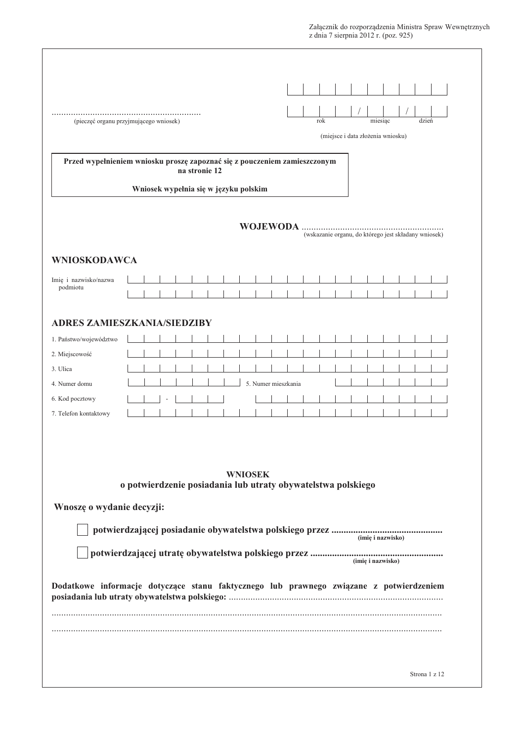Załącznik do rozporządzenia Ministra Spraw Wewnętrznych
z dnia 7 sierpnia 2012 r. (poz. 925)

............................................................
(pieczęć organu przyjmującego wniosek)

rok / miesiąc / dzień

(miejsce i data złożenia wniosku)

**Przed wypełnieniem wniosku proszę zapoznać się z pouczeniem zamieszczonym na stronie 12**

**Wniosek wypełnia się w języku polskim**

**WOJEWODA** .........................................................
(wskazanie organu, do którego jest składany wniosek)

## WNIOSKODAWCA

Imię i nazwisko/nazwa podmiotu

## ADRES ZAMIESZKANIA/SIEDZIBY

1. Państwo/województwo
2. Miejscowość
3. Ulica
4. Numer domu
5. Numer mieszkania
6. Kod pocztowy
7. Telefon kontaktowy

## WNIOSEK
## o potwierdzenie posiadania lub utraty obywatelstwa polskiego

**Wnoszę o wydanie decyzji:**

- [ ] **potwierdzającej posiadanie obywatelstwa polskiego przez** .............................................
  (imię i nazwisko)
- [ ] **potwierdzającej utratę obywatelstwa polskiego przez** ......................................................
  (imię i nazwisko)

**Dodatkowe informacje dotyczące stanu faktycznego lub prawnego związane z potwierdzeniem posiadania lub utraty obywatelstwa polskiego:** .......................................................................................

...............................................................................................................................................

...............................................................................................................................................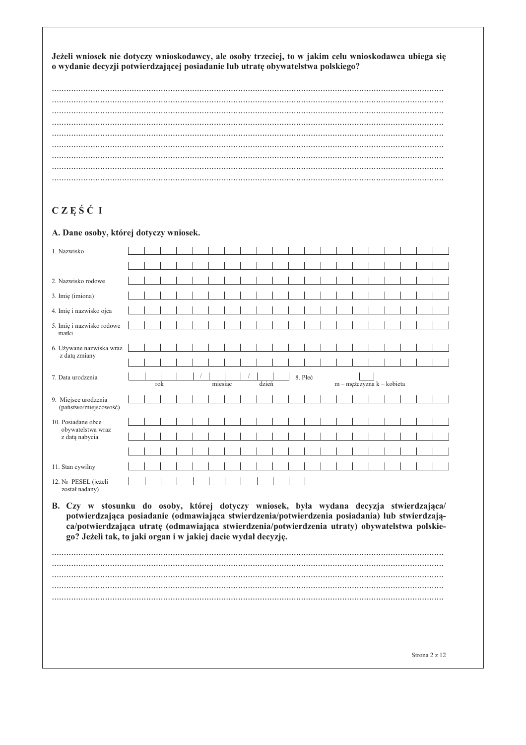**Jeżeli wniosek nie dotyczy wnioskodawcy, ale osoby trzeciej, to w jakim celu wnioskodawca ubiega się o wydanie decyzji potwierdzającej posiadanie lub utratę obywatelstwa polskiego?**

.....................................................................................................................................................
.....................................................................................................................................................
.....................................................................................................................................................
.....................................................................................................................................................
.....................................................................................................................................................
.....................................................................................................................................................
.....................................................................................................................................................
.....................................................................................................................................................
.....................................................................................................................................................

# C Z Ę Ś Ć I

### A. Dane osoby, której dotyczy wniosek.

1. Nazwisko

2. Nazwisko rodowe

3. Imię (imiona)

4. Imię i nazwisko ojca

5. Imię i nazwisko rodowe matki

6. Używane nazwiska wraz z datą zmiany

7. Data urodzenia ____ / __ / __ (rok / miesiąc / dzień)   8. Płeć __ (m – mężczyzna k – kobieta)

9. Miejsce urodzenia (państwo/miejscowość)

10. Posiadane obce obywatelstwa wraz z datą nabycia

11. Stan cywilny

12. Nr PESEL (jeżeli został nadany)

**B. Czy w stosunku do osoby, której dotyczy wniosek, była wydana decyzja stwierdzająca/ potwierdzająca posiadanie (odmawiająca stwierdzenia/potwierdzenia posiadania) lub stwierdzająca/potwierdzająca utratę (odmawiająca stwierdzenia/potwierdzenia utraty) obywatelstwa polskiego? Jeżeli tak, to jaki organ i w jakiej dacie wydał decyzję.**

.....................................................................................................................................................
.....................................................................................................................................................
.....................................................................................................................................................
.....................................................................................................................................................
.....................................................................................................................................................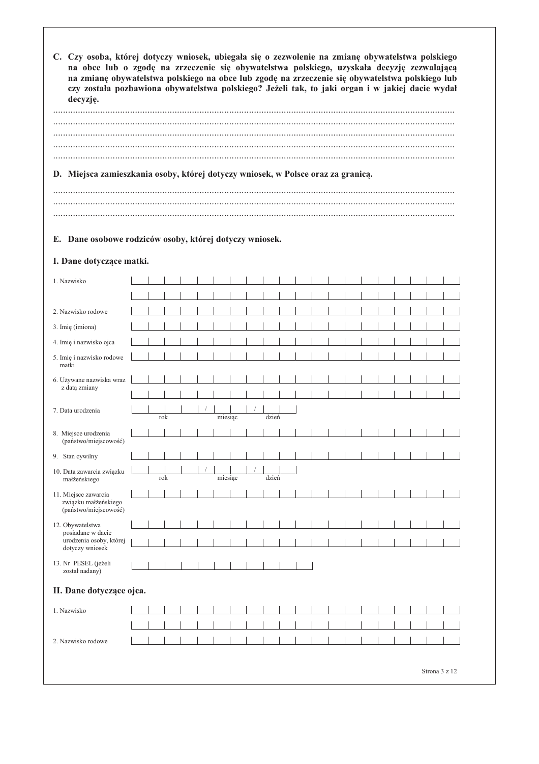**C. Czy osoba, której dotyczy wniosek, ubiegała się o zezwolenie na zmianę obywatelstwa polskiego na obce lub o zgodę na zrzeczenie się obywatelstwa polskiego, uzyskała decyzję zezwalającą na zmianę obywatelstwa polskiego na obce lub zgodę na zrzeczenie się obywatelstwa polskiego lub czy została pozbawiona obywatelstwa polskiego? Jeżeli tak, to jaki organ i w jakiej dacie wydał decyzję.**

.......................................................................................................................................................

.......................................................................................................................................................

.......................................................................................................................................................

.......................................................................................................................................................

.......................................................................................................................................................

**D. Miejsca zamieszkania osoby, której dotyczy wniosek, w Polsce oraz za granicą.**

.......................................................................................................................................................

.......................................................................................................................................................

.......................................................................................................................................................

**E. Dane osobowe rodziców osoby, której dotyczy wniosek.**

## I. Dane dotyczące matki.

| | |
|---|---|
| 1. Nazwisko | |
| | |
| 2. Nazwisko rodowe | |
| 3. Imię (imiona) | |
| 4. Imię i nazwisko ojca | |
| 5. Imię i nazwisko rodowe matki | |
| 6. Używane nazwiska wraz z datą zmiany | |
| | |
| 7. Data urodzenia | rok / miesiąc / dzień |
| 8. Miejsce urodzenia (państwo/miejscowość) | |
| 9. Stan cywilny | |
| 10. Data zawarcia związku małżeńskiego | rok / miesiąc / dzień |
| 11. Miejsce zawarcia związku małżeńskiego (państwo/miejscowość) | |
| 12. Obywatelstwa posiadane w dacie urodzenia osoby, której dotyczy wniosek | |
| | |
| 13. Nr PESEL (jeżeli został nadany) | |

## II. Dane dotyczące ojca.

| | |
|---|---|
| 1. Nazwisko | |
| | |
| 2. Nazwisko rodowe | |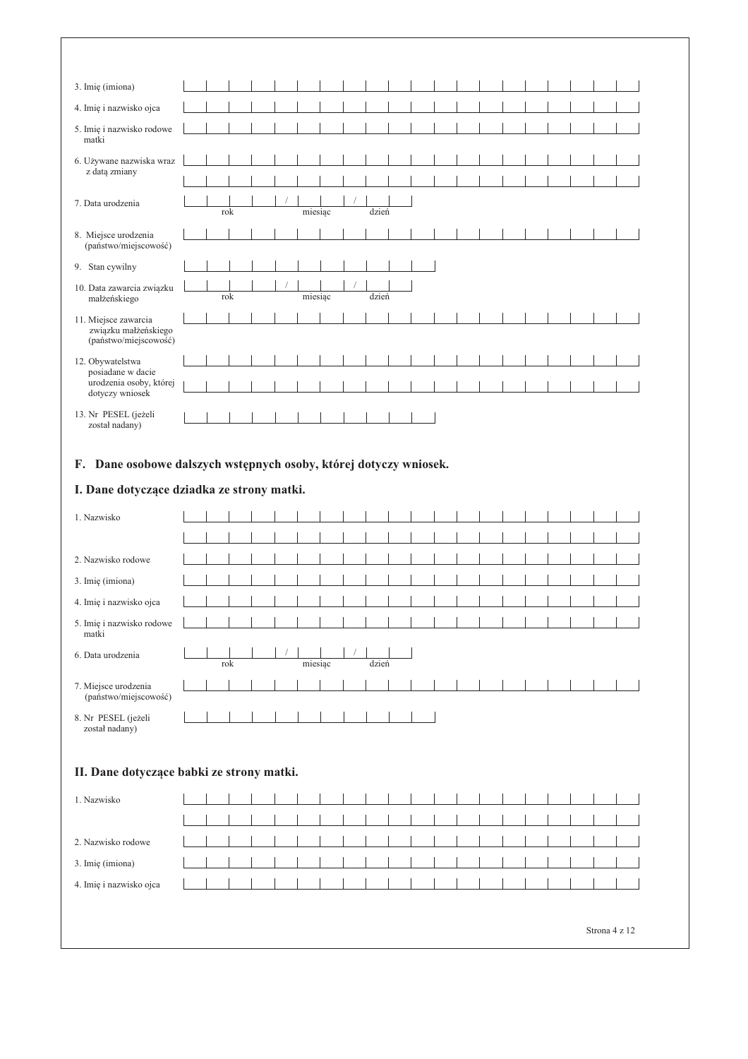3. Imię (imiona)

4. Imię i nazwisko ojca

5. Imię i nazwisko rodowe matki

6. Używane nazwiska wraz z datą zmiany

7. Data urodzenia  rok / miesiąc / dzień

8. Miejsce urodzenia (państwo/miejscowość)

9. Stan cywilny

10. Data zawarcia związku małżeńskiego  rok / miesiąc / dzień

11. Miejsce zawarcia związku małżeńskiego (państwo/miejscowość)

12. Obywatelstwa posiadane w dacie urodzenia osoby, której dotyczy wniosek

13. Nr PESEL (jeżeli został nadany)

## F. Dane osobowe dalszych wstępnych osoby, której dotyczy wniosek.

### I. Dane dotyczące dziadka ze strony matki.

1. Nazwisko

2. Nazwisko rodowe

3. Imię (imiona)

4. Imię i nazwisko ojca

5. Imię i nazwisko rodowe matki

6. Data urodzenia  rok / miesiąc / dzień

7. Miejsce urodzenia (państwo/miejscowość)

8. Nr PESEL (jeżeli został nadany)

### II. Dane dotyczące babki ze strony matki.

1. Nazwisko

2. Nazwisko rodowe

3. Imię (imiona)

4. Imię i nazwisko ojca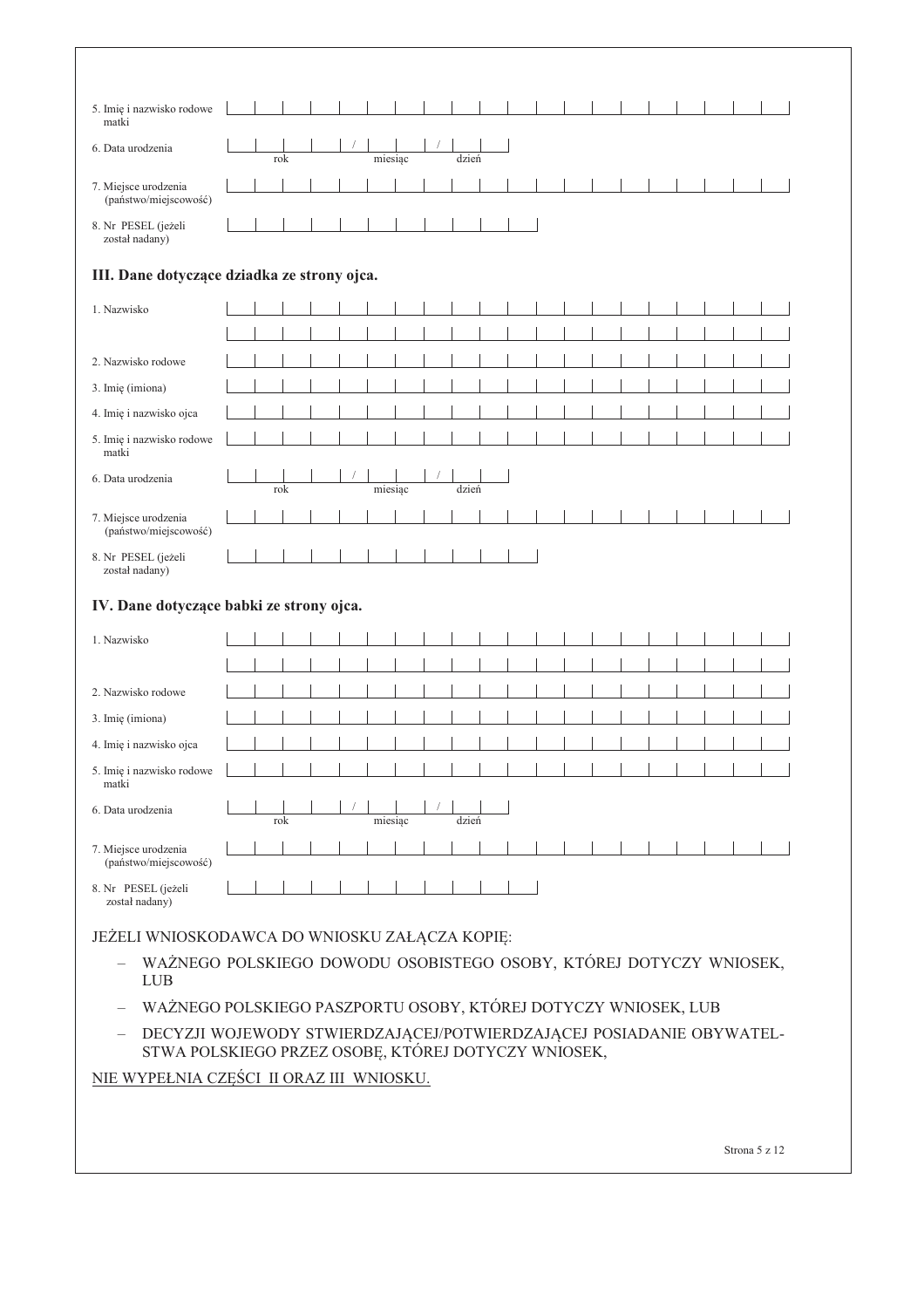5. Imię i nazwisko rodowe matki

6. Data urodzenia ____ / ____ / ____ (rok / miesiąc / dzień)

7. Miejsce urodzenia (państwo/miejscowość)

8. Nr PESEL (jeżeli został nadany)

## III. Dane dotyczące dziadka ze strony ojca.

1. Nazwisko

2. Nazwisko rodowe

3. Imię (imiona)

4. Imię i nazwisko ojca

5. Imię i nazwisko rodowe matki

6. Data urodzenia ____ / ____ / ____ (rok / miesiąc / dzień)

7. Miejsce urodzenia (państwo/miejscowość)

8. Nr PESEL (jeżeli został nadany)

## IV. Dane dotyczące babki ze strony ojca.

1. Nazwisko

2. Nazwisko rodowe

3. Imię (imiona)

4. Imię i nazwisko ojca

5. Imię i nazwisko rodowe matki

6. Data urodzenia ____ / ____ / ____ (rok / miesiąc / dzień)

7. Miejsce urodzenia (państwo/miejscowość)

8. Nr PESEL (jeżeli został nadany)

JEŻELI WNIOSKODAWCA DO WNIOSKU ZAŁĄCZA KOPIĘ:

- WAŻNEGO POLSKIEGO DOWODU OSOBISTEGO OSOBY, KTÓREJ DOTYCZY WNIOSEK, LUB
- WAŻNEGO POLSKIEGO PASZPORTU OSOBY, KTÓREJ DOTYCZY WNIOSEK, LUB
- DECYZJI WOJEWODY STWIERDZAJĄCEJ/POTWIERDZAJĄCEJ POSIADANIE OBYWATELSTWA POLSKIEGO PRZEZ OSOBĘ, KTÓREJ DOTYCZY WNIOSEK,

<u>NIE WYPEŁNIA CZĘŚCI II ORAZ III WNIOSKU.</u>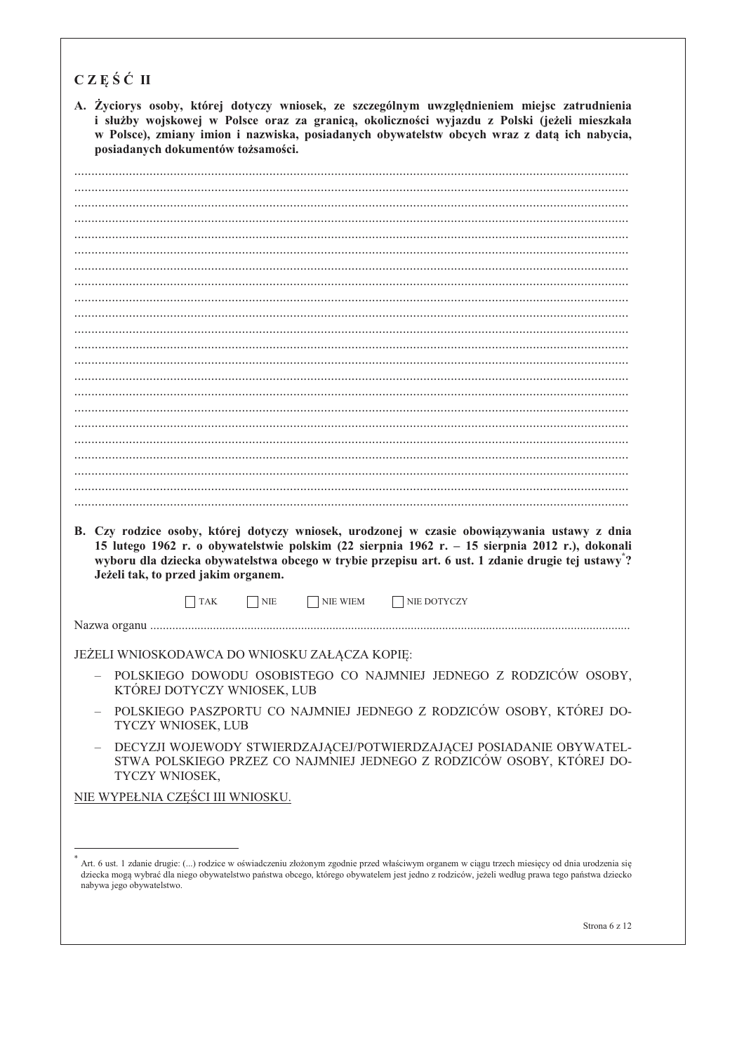# C Z Ę Ś Ć II

**A. Życiorys osoby, której dotyczy wniosek, ze szczególnym uwzględnieniem miejsc zatrudnienia i służby wojskowej w Polsce oraz za granicą, okoliczności wyjazdu z Polski (jeżeli mieszkała w Polsce), zmiany imion i nazwiska, posiadanych obywatelstw obcych wraz z datą ich nabycia, posiadanych dokumentów tożsamości.**

.....................................................................................................................................................
.....................................................................................................................................................
.....................................................................................................................................................
.....................................................................................................................................................
.....................................................................................................................................................
.....................................................................................................................................................
.....................................................................................................................................................
.....................................................................................................................................................
.....................................................................................................................................................
.....................................................................................................................................................
.....................................................................................................................................................
.....................................................................................................................................................
.....................................................................................................................................................
.....................................................................................................................................................
.....................................................................................................................................................
.....................................................................................................................................................
.....................................................................................................................................................
.....................................................................................................................................................
.....................................................................................................................................................
.....................................................................................................................................................
.....................................................................................................................................................
.....................................................................................................................................................

**B. Czy rodzice osoby, której dotyczy wniosek, urodzonej w czasie obowiązywania ustawy z dnia 15 lutego 1962 r. o obywatelstwie polskim (22 sierpnia 1962 r. – 15 sierpnia 2012 r.), dokonali wyboru dla dziecka obywatelstwa obcego w trybie przepisu art. 6 ust. 1 zdanie drugie tej ustawy\*? Jeżeli tak, to przed jakim organem.**

☐ TAK ☐ NIE ☐ NIE WIEM ☐ NIE DOTYCZY

Nazwa organu .......................................................................................................................................

JEŻELI WNIOSKODAWCA DO WNIOSKU ZAŁĄCZA KOPIĘ:

- POLSKIEGO DOWODU OSOBISTEGO CO NAJMNIEJ JEDNEGO Z RODZICÓW OSOBY, KTÓREJ DOTYCZY WNIOSEK, LUB
- POLSKIEGO PASZPORTU CO NAJMNIEJ JEDNEGO Z RODZICÓW OSOBY, KTÓREJ DOTYCZY WNIOSEK, LUB
- DECYZJI WOJEWODY STWIERDZAJĄCEJ/POTWIERDZAJĄCEJ POSIADANIE OBYWATELSTWA POLSKIEGO PRZEZ CO NAJMNIEJ JEDNEGO Z RODZICÓW OSOBY, KTÓREJ DOTYCZY WNIOSEK,

<u>NIE WYPEŁNIA CZĘŚCI III WNIOSKU.</u>

---

\* Art. 6 ust. 1 zdanie drugie: (...) rodzice w oświadczeniu złożonym zgodnie przed właściwym organem w ciągu trzech miesięcy od dnia urodzenia się dziecka mogą wybrać dla niego obywatelstwo państwa obcego, którego obywatelem jest jedno z rodziców, jeżeli według prawa tego państwa dziecko nabywa jego obywatelstwo.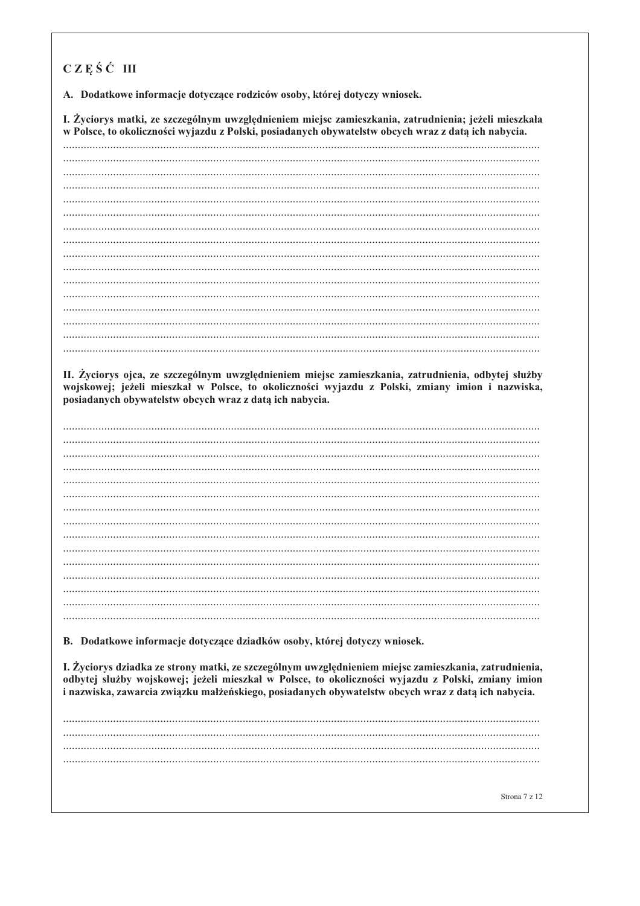## CZĘŚĆ III

**A. Dodatkowe informacje dotyczące rodziców osoby, której dotyczy wniosek.**

**I. Życiorys matki, ze szczególnym uwzględnieniem miejsc zamieszkania, zatrudnienia; jeżeli mieszkała w Polsce, to okoliczności wyjazdu z Polski, posiadanych obywatelstw obcych wraz z datą ich nabycia.**

.............................................................................................................................................
.............................................................................................................................................
.............................................................................................................................................
.............................................................................................................................................
.............................................................................................................................................
.............................................................................................................................................
.............................................................................................................................................
.............................................................................................................................................
.............................................................................................................................................
.............................................................................................................................................
.............................................................................................................................................
.............................................................................................................................................
.............................................................................................................................................
.............................................................................................................................................
.............................................................................................................................................
.............................................................................................................................................

**II. Życiorys ojca, ze szczególnym uwzględnieniem miejsc zamieszkania, zatrudnienia, odbytej służby wojskowej; jeżeli mieszkał w Polsce, to okoliczności wyjazdu z Polski, zmiany imion i nazwiska, posiadanych obywatelstw obcych wraz z datą ich nabycia.**

.............................................................................................................................................
.............................................................................................................................................
.............................................................................................................................................
.............................................................................................................................................
.............................................................................................................................................
.............................................................................................................................................
.............................................................................................................................................
.............................................................................................................................................
.............................................................................................................................................
.............................................................................................................................................
.............................................................................................................................................
.............................................................................................................................................
.............................................................................................................................................
.............................................................................................................................................
.............................................................................................................................................

**B. Dodatkowe informacje dotyczące dziadków osoby, której dotyczy wniosek.**

**I. Życiorys dziadka ze strony matki, ze szczególnym uwzględnieniem miejsc zamieszkania, zatrudnienia, odbytej służby wojskowej; jeżeli mieszkał w Polsce, to okoliczności wyjazdu z Polski, zmiany imion i nazwiska, zawarcia związku małżeńskiego, posiadanych obywatelstw obcych wraz z datą ich nabycia.**

.............................................................................................................................................
.............................................................................................................................................
.............................................................................................................................................
.............................................................................................................................................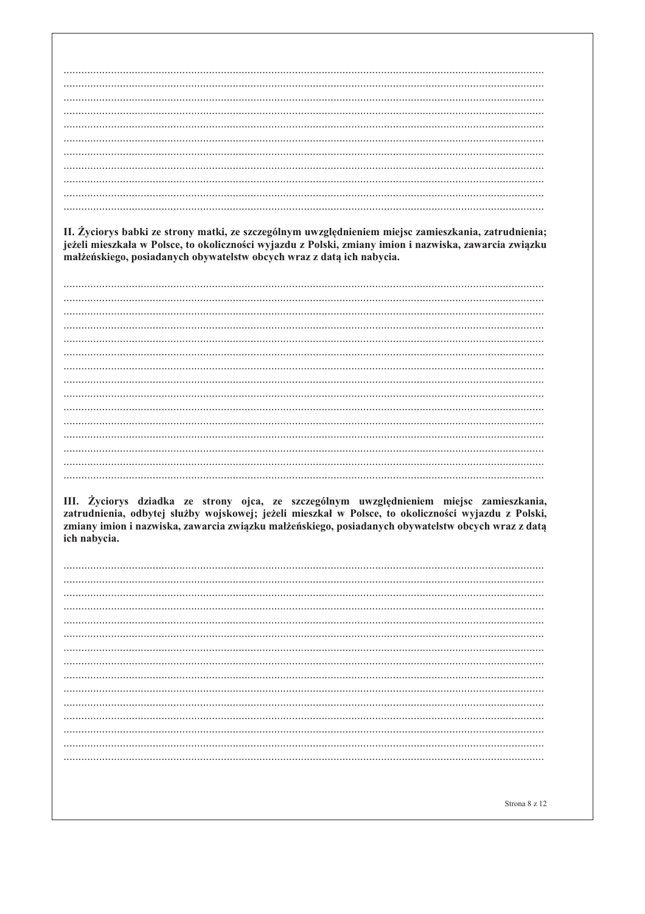.............................................................................................................................................
.............................................................................................................................................
.............................................................................................................................................
.............................................................................................................................................
.............................................................................................................................................
.............................................................................................................................................
.............................................................................................................................................
.............................................................................................................................................
.............................................................................................................................................
.............................................................................................................................................
.............................................................................................................................................

**II. Życiorys babki ze strony matki, ze szczególnym uwzględnieniem miejsc zamieszkania, zatrudnienia; jeżeli mieszkała w Polsce, to okoliczności wyjazdu z Polski, zmiany imion i nazwiska, zawarcia związku małżeńskiego, posiadanych obywatelstw obcych wraz z datą ich nabycia.**

.............................................................................................................................................
.............................................................................................................................................
.............................................................................................................................................
.............................................................................................................................................
.............................................................................................................................................
.............................................................................................................................................
.............................................................................................................................................
.............................................................................................................................................
.............................................................................................................................................
.............................................................................................................................................
.............................................................................................................................................
.............................................................................................................................................
.............................................................................................................................................
.............................................................................................................................................
.............................................................................................................................................

**III. Życiorys dziadka ze strony ojca, ze szczególnym uwzględnieniem miejsc zamieszkania, zatrudnienia, odbytej służby wojskowej; jeżeli mieszkał w Polsce, to okoliczności wyjazdu z Polski, zmiany imion i nazwiska, zawarcia związku małżeńskiego, posiadanych obywatelstw obcych wraz z datą ich nabycia.**

.............................................................................................................................................
.............................................................................................................................................
.............................................................................................................................................
.............................................................................................................................................
.............................................................................................................................................
.............................................................................................................................................
.............................................................................................................................................
.............................................................................................................................................
.............................................................................................................................................
.............................................................................................................................................
.............................................................................................................................................
.............................................................................................................................................
.............................................................................................................................................
.............................................................................................................................................
.............................................................................................................................................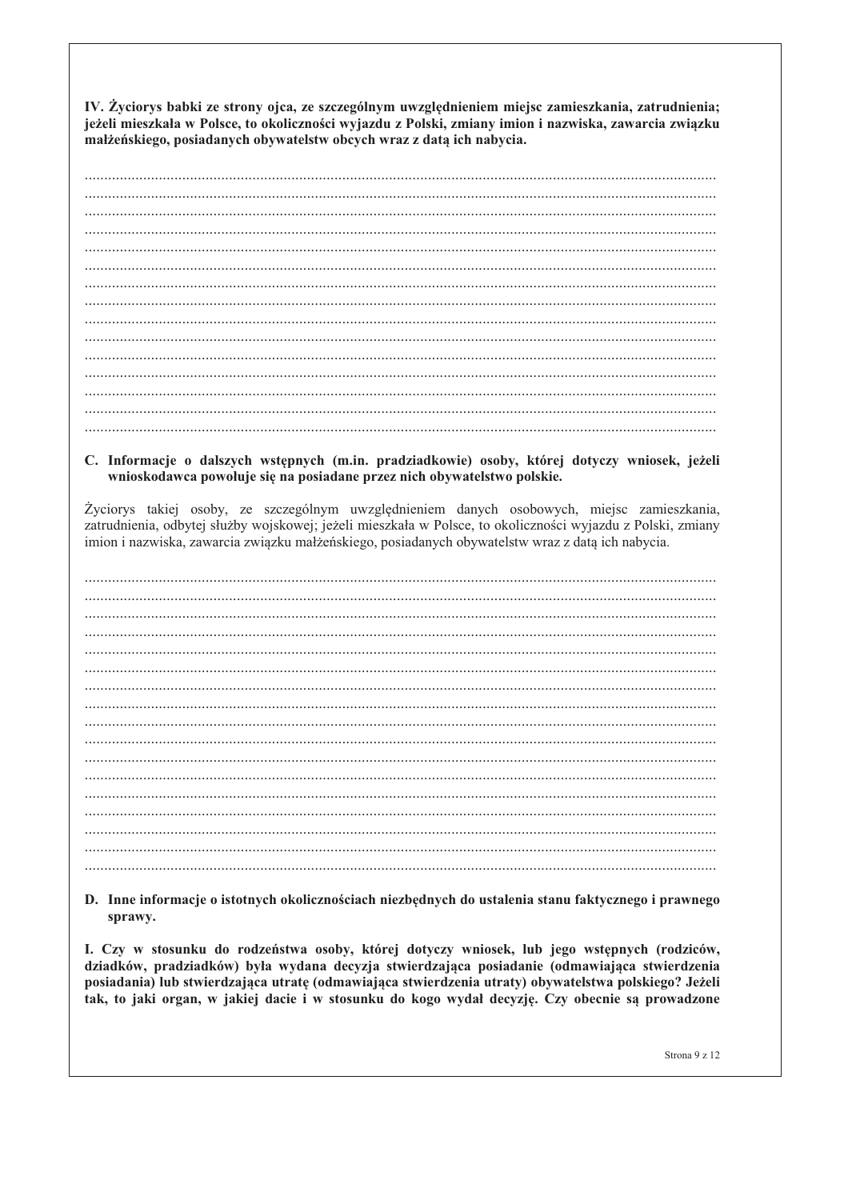**IV. Życiorys babki ze strony ojca, ze szczególnym uwzględnieniem miejsc zamieszkania, zatrudnienia; jeżeli mieszkała w Polsce, to okoliczności wyjazdu z Polski, zmiany imion i nazwiska, zawarcia związku małżeńskiego, posiadanych obywatelstw obcych wraz z datą ich nabycia.**

.................................................................................................................................................
.................................................................................................................................................
.................................................................................................................................................
.................................................................................................................................................
.................................................................................................................................................
.................................................................................................................................................
.................................................................................................................................................
.................................................................................................................................................
.................................................................................................................................................
.................................................................................................................................................
.................................................................................................................................................
.................................................................................................................................................
.................................................................................................................................................
.................................................................................................................................................
.................................................................................................................................................

**C. Informacje o dalszych wstępnych (m.in. pradziadkowie) osoby, której dotyczy wniosek, jeżeli wnioskodawca powołuje się na posiadane przez nich obywatelstwo polskie.**

Życiorys takiej osoby, ze szczególnym uwzględnieniem danych osobowych, miejsc zamieszkania, zatrudnienia, odbytej służby wojskowej; jeżeli mieszkała w Polsce, to okoliczności wyjazdu z Polski, zmiany imion i nazwiska, zawarcia związku małżeńskiego, posiadanych obywatelstw wraz z datą ich nabycia.

.................................................................................................................................................
.................................................................................................................................................
.................................................................................................................................................
.................................................................................................................................................
.................................................................................................................................................
.................................................................................................................................................
.................................................................................................................................................
.................................................................................................................................................
.................................................................................................................................................
.................................................................................................................................................
.................................................................................................................................................
.................................................................................................................................................
.................................................................................................................................................
.................................................................................................................................................
.................................................................................................................................................
.................................................................................................................................................
.................................................................................................................................................

**D. Inne informacje o istotnych okolicznościach niezbędnych do ustalenia stanu faktycznego i prawnego sprawy.**

**I. Czy w stosunku do rodzeństwa osoby, której dotyczy wniosek, lub jego wstępnych (rodziców, dziadków, pradziadków) była wydana decyzja stwierdzająca posiadanie (odmawiająca stwierdzenia posiadania) lub stwierdzająca utratę (odmawiająca stwierdzenia utraty) obywatelstwa polskiego? Jeżeli tak, to jaki organ, w jakiej dacie i w stosunku do kogo wydał decyzję. Czy obecnie są prowadzone**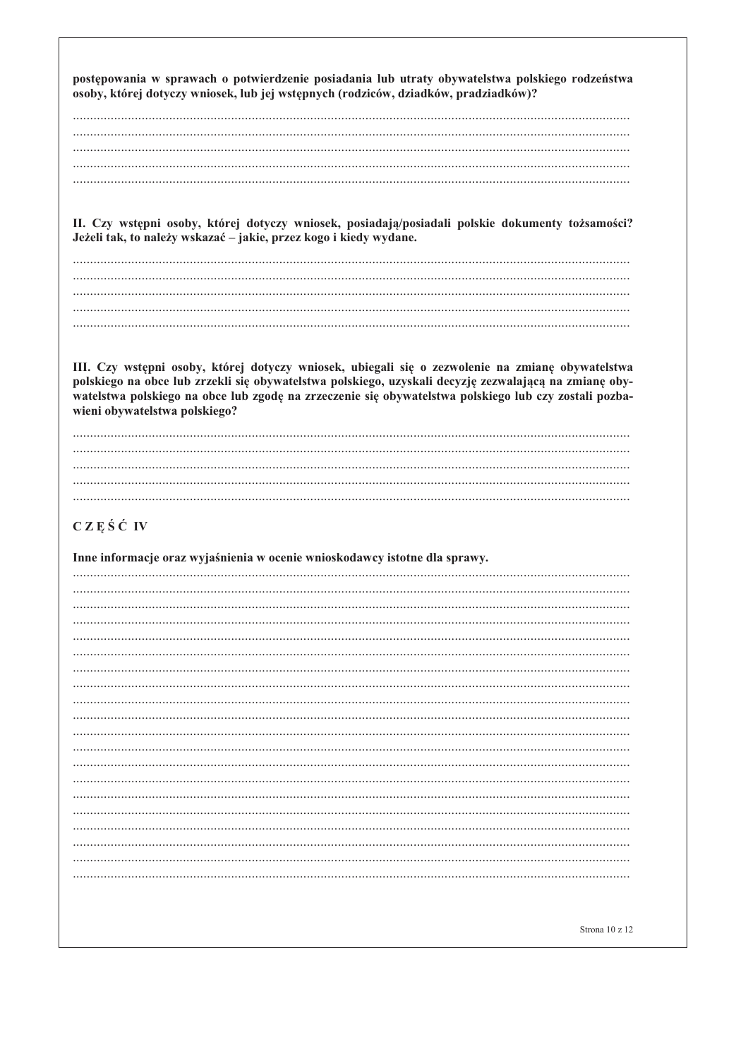**postępowania w sprawach o potwierdzenie posiadania lub utraty obywatelstwa polskiego rodzeństwa osoby, której dotyczy wniosek, lub jej wstępnych (rodziców, dziadków, pradziadków)?**

..............................................................................................................................................
..............................................................................................................................................
..............................................................................................................................................
..............................................................................................................................................
..............................................................................................................................................

**II. Czy wstępni osoby, której dotyczy wniosek, posiadają/posiadali polskie dokumenty tożsamości? Jeżeli tak, to należy wskazać – jakie, przez kogo i kiedy wydane.**

..............................................................................................................................................
..............................................................................................................................................
..............................................................................................................................................
..............................................................................................................................................
..............................................................................................................................................

**III. Czy wstępni osoby, której dotyczy wniosek, ubiegali się o zezwolenie na zmianę obywatelstwa polskiego na obce lub zrzekli się obywatelstwa polskiego, uzyskali decyzję zezwalającą na zmianę obywatelstwa polskiego na obce lub zgodę na zrzeczenie się obywatelstwa polskiego lub czy zostali pozbawieni obywatelstwa polskiego?**

..............................................................................................................................................
..............................................................................................................................................
..............................................................................................................................................
..............................................................................................................................................
..............................................................................................................................................

## C Z Ę Ś Ć IV

**Inne informacje oraz wyjaśnienia w ocenie wnioskodawcy istotne dla sprawy.**

..............................................................................................................................................
..............................................................................................................................................
..............................................................................................................................................
..............................................................................................................................................
..............................................................................................................................................
..............................................................................................................................................
..............................................................................................................................................
..............................................................................................................................................
..............................................................................................................................................
..............................................................................................................................................
..............................................................................................................................................
..............................................................................................................................................
..............................................................................................................................................
..............................................................................................................................................
..............................................................................................................................................
..............................................................................................................................................
..............................................................................................................................................
..............................................................................................................................................
..............................................................................................................................................
..............................................................................................................................................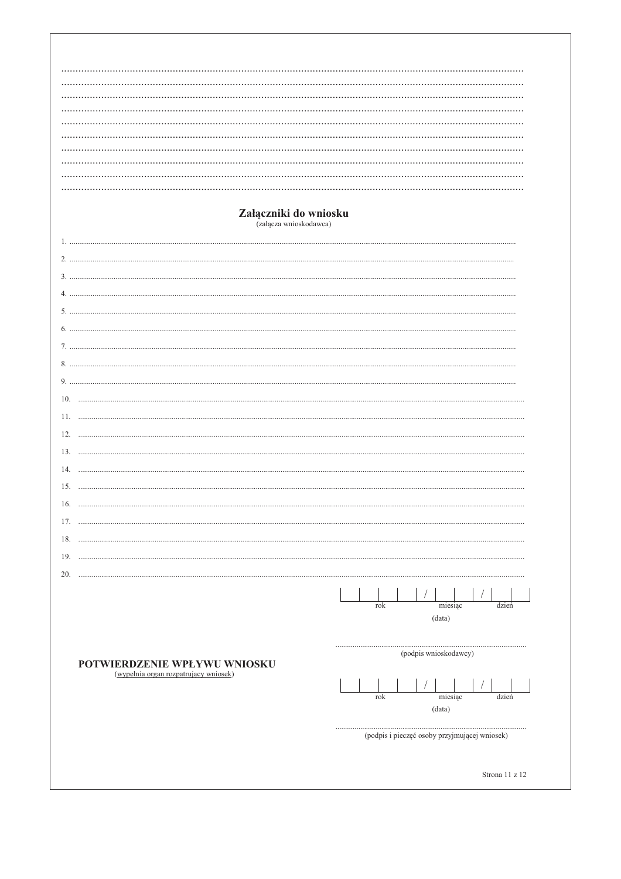.............................................................................................................................................................
.............................................................................................................................................................
.............................................................................................................................................................
.............................................................................................................................................................
.............................................................................................................................................................
.............................................................................................................................................................
.............................................................................................................................................................
.............................................................................................................................................................
.............................................................................................................................................................
.............................................................................................................................................................

## Załączniki do wniosku

(załącza wnioskodawca)

1. .............................................................................................................................................................
2. .............................................................................................................................................................
3. .............................................................................................................................................................
4. .............................................................................................................................................................
5. .............................................................................................................................................................
6. .............................................................................................................................................................
7. .............................................................................................................................................................
8. .............................................................................................................................................................
9. .............................................................................................................................................................
10. .............................................................................................................................................................
11. .............................................................................................................................................................
12. .............................................................................................................................................................
13. .............................................................................................................................................................
14. .............................................................................................................................................................
15. .............................................................................................................................................................
16. .............................................................................................................................................................
17. .............................................................................................................................................................
18. .............................................................................................................................................................
19. .............................................................................................................................................................
20. .............................................................................................................................................................

| | | | | / | | | / | | |
|---|---|---|---|---|---|---|---|---|---|
| rok | | | | | miesiąc | | | dzień | |

(data)

.............................................................................................
(podpis wnioskodawcy)

**POTWIERDZENIE WPŁYWU WNIOSKU**
(wypełnia organ rozpatrujący wniosek)

| | | | | / | | | / | | |
|---|---|---|---|---|---|---|---|---|---|
| rok | | | | | miesiąc | | | dzień | |

(data)

.............................................................................................
(podpis i pieczęć osoby przyjmującej wniosek)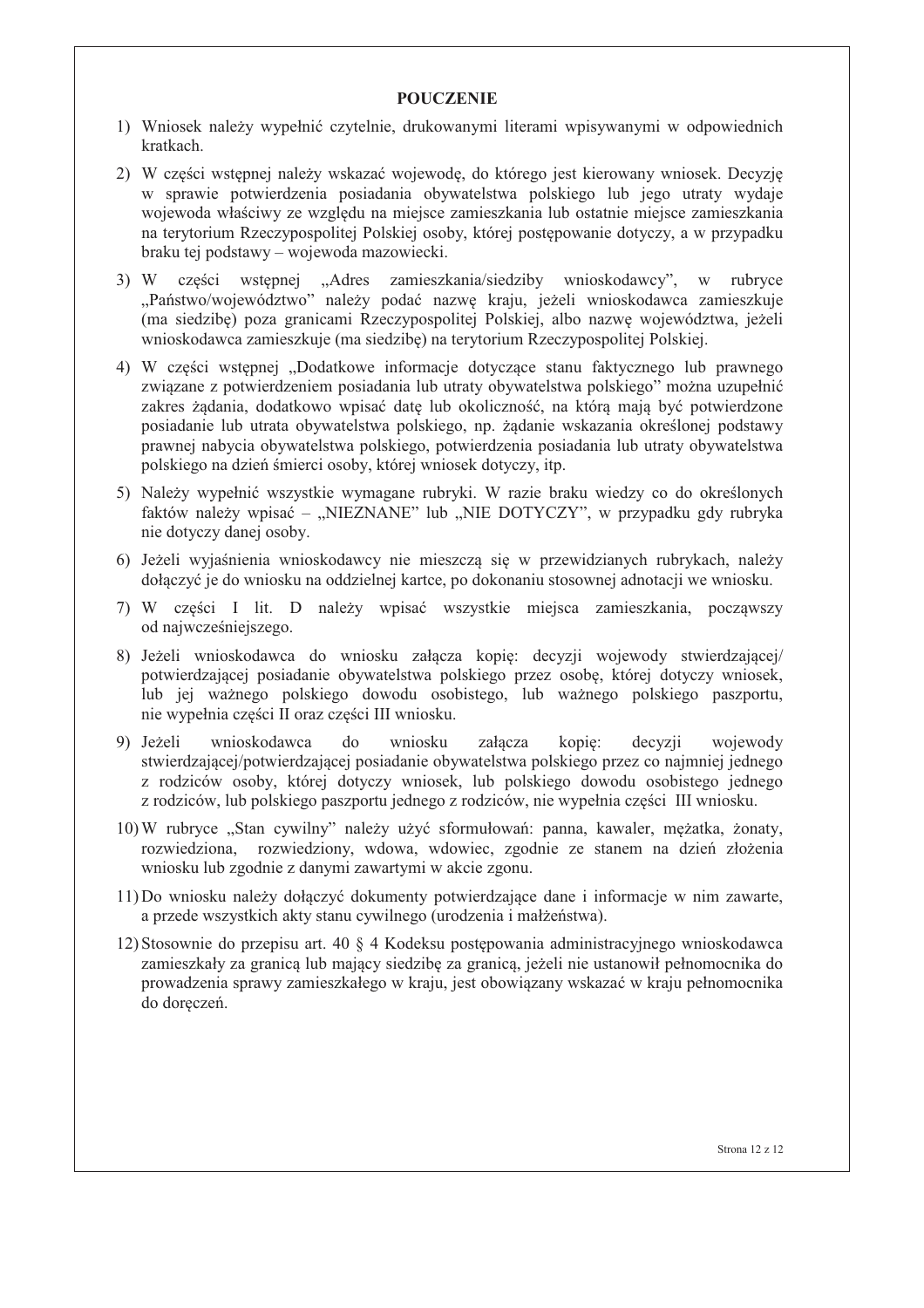**POUCZENIE**

1) Wniosek należy wypełnić czytelnie, drukowanymi literami wpisywanymi w odpowiednich kratkach.

2) W części wstępnej należy wskazać wojewodę, do którego jest kierowany wniosek. Decyzję w sprawie potwierdzenia posiadania obywatelstwa polskiego lub jego utraty wydaje wojewoda właściwy ze względu na miejsce zamieszkania lub ostatnie miejsce zamieszkania na terytorium Rzeczypospolitej Polskiej osoby, której postępowanie dotyczy, a w przypadku braku tej podstawy – wojewoda mazowiecki.

3) W części wstępnej „Adres zamieszkania/siedziby wnioskodawcy", w rubryce „Państwo/województwo" należy podać nazwę kraju, jeżeli wnioskodawca zamieszkuje (ma siedzibę) poza granicami Rzeczypospolitej Polskiej, albo nazwę województwa, jeżeli wnioskodawca zamieszkuje (ma siedzibę) na terytorium Rzeczypospolitej Polskiej.

4) W części wstępnej „Dodatkowe informacje dotyczące stanu faktycznego lub prawnego związane z potwierdzeniem posiadania lub utraty obywatelstwa polskiego" można uzupełnić zakres żądania, dodatkowo wpisać datę lub okoliczność, na którą mają być potwierdzone posiadanie lub utrata obywatelstwa polskiego, np. żądanie wskazania określonej podstawy prawnej nabycia obywatelstwa polskiego, potwierdzenia posiadania lub utraty obywatelstwa polskiego na dzień śmierci osoby, której wniosek dotyczy, itp.

5) Należy wypełnić wszystkie wymagane rubryki. W razie braku wiedzy co do określonych faktów należy wpisać – „NIEZNANE" lub „NIE DOTYCZY", w przypadku gdy rubryka nie dotyczy danej osoby.

6) Jeżeli wyjaśnienia wnioskodawcy nie mieszczą się w przewidzianych rubrykach, należy dołączyć je do wniosku na oddzielnej kartce, po dokonaniu stosownej adnotacji we wniosku.

7) W części I lit. D należy wpisać wszystkie miejsca zamieszkania, począwszy od najwcześniejszego.

8) Jeżeli wnioskodawca do wniosku załącza kopię: decyzji wojewody stwierdzającej/ potwierdzającej posiadanie obywatelstwa polskiego przez osobę, której dotyczy wniosek, lub jej ważnego polskiego dowodu osobistego, lub ważnego polskiego paszportu, nie wypełnia części II oraz części III wniosku.

9) Jeżeli wnioskodawca do wniosku załącza kopię: decyzji wojewody stwierdzającej/potwierdzającej posiadanie obywatelstwa polskiego przez co najmniej jednego z rodziców osoby, której dotyczy wniosek, lub polskiego dowodu osobistego jednego z rodziców, lub polskiego paszportu jednego z rodziców, nie wypełnia części III wniosku.

10) W rubryce „Stan cywilny" należy użyć sformułowań: panna, kawaler, mężatka, żonaty, rozwiedziona, rozwiedziony, wdowa, wdowiec, zgodnie ze stanem na dzień złożenia wniosku lub zgodnie z danymi zawartymi w akcie zgonu.

11) Do wniosku należy dołączyć dokumenty potwierdzające dane i informacje w nim zawarte, a przede wszystkich akty stanu cywilnego (urodzenia i małżeństwa).

12) Stosownie do przepisu art. 40 § 4 Kodeksu postępowania administracyjnego wnioskodawca zamieszkały za granicą lub mający siedzibę za granicą, jeżeli nie ustanowił pełnomocnika do prowadzenia sprawy zamieszkałego w kraju, jest obowiązany wskazać w kraju pełnomocnika do doręczeń.